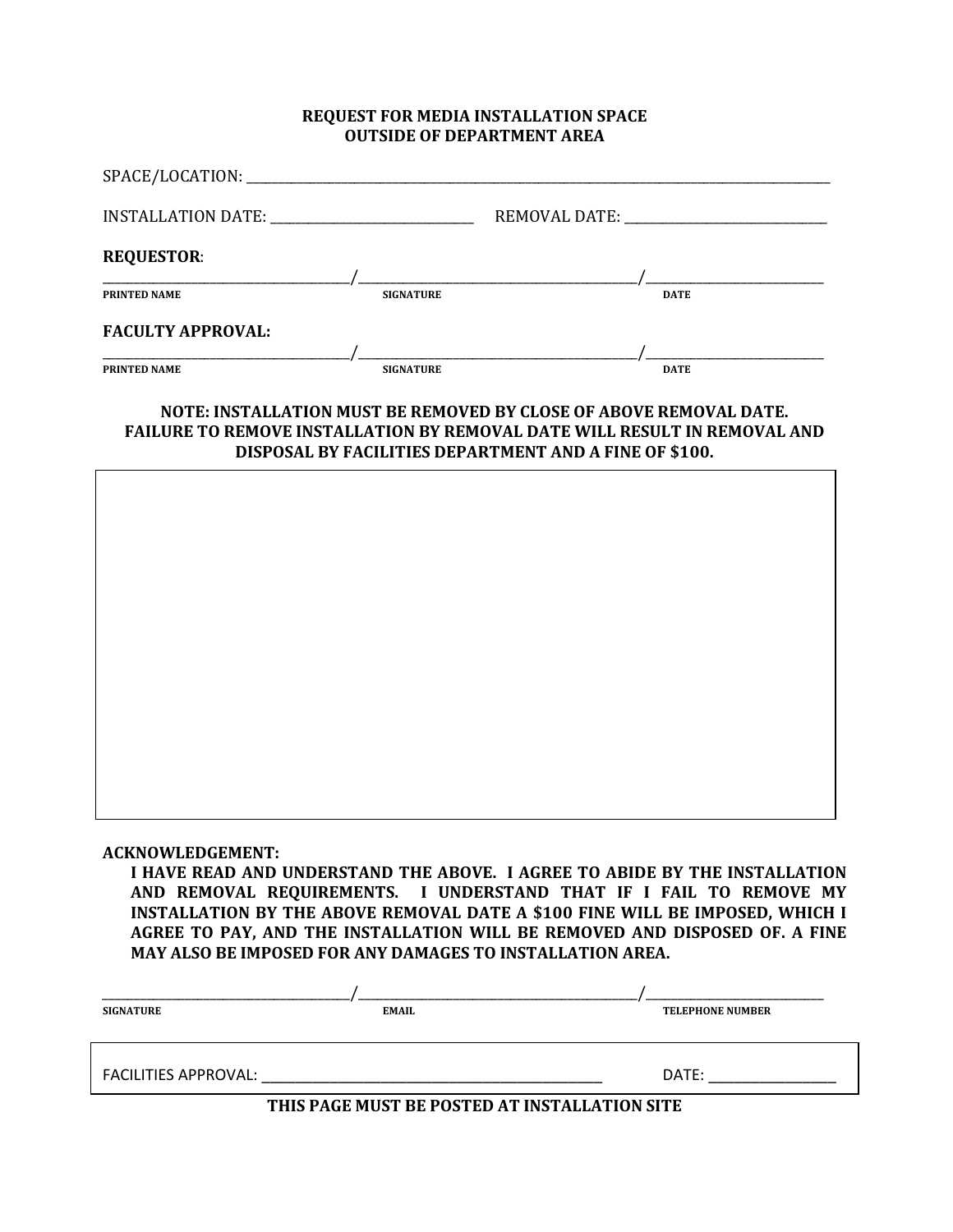## REQUEST FOR MEDIA INSTALLATION SPACE
## OUTSIDE OF DEPARTMENT AREA

SPACE/LOCATION: ______________________________________________________________________________

INSTALLATION DATE: ____________________________ REMOVAL DATE: ____________________________

**REQUESTOR**:

____________________________/________________________________/____________________
**PRINTED NAME** **SIGNATURE** **DATE**

**FACULTY APPROVAL:**

____________________________/________________________________/____________________
**PRINTED NAME** **SIGNATURE** **DATE**

**NOTE: INSTALLATION MUST BE REMOVED BY CLOSE OF ABOVE REMOVAL DATE. FAILURE TO REMOVE INSTALLATION BY REMOVAL DATE WILL RESULT IN REMOVAL AND DISPOSAL BY FACILITIES DEPARTMENT AND A FINE OF $100.**

**ACKNOWLEDGEMENT:**

**I HAVE READ AND UNDERSTAND THE ABOVE. I AGREE TO ABIDE BY THE INSTALLATION AND REMOVAL REQUIREMENTS. I UNDERSTAND THAT IF I FAIL TO REMOVE MY INSTALLATION BY THE ABOVE REMOVAL DATE A $100 FINE WILL BE IMPOSED, WHICH I AGREE TO PAY, AND THE INSTALLATION WILL BE REMOVED AND DISPOSED OF. A FINE MAY ALSO BE IMPOSED FOR ANY DAMAGES TO INSTALLATION AREA.**

____________________________/________________________________/____________________
**SIGNATURE** **EMAIL** **TELEPHONE NUMBER**

FACILITIES APPROVAL: ________________________________________ DATE: ________________

**THIS PAGE MUST BE POSTED AT INSTALLATION SITE**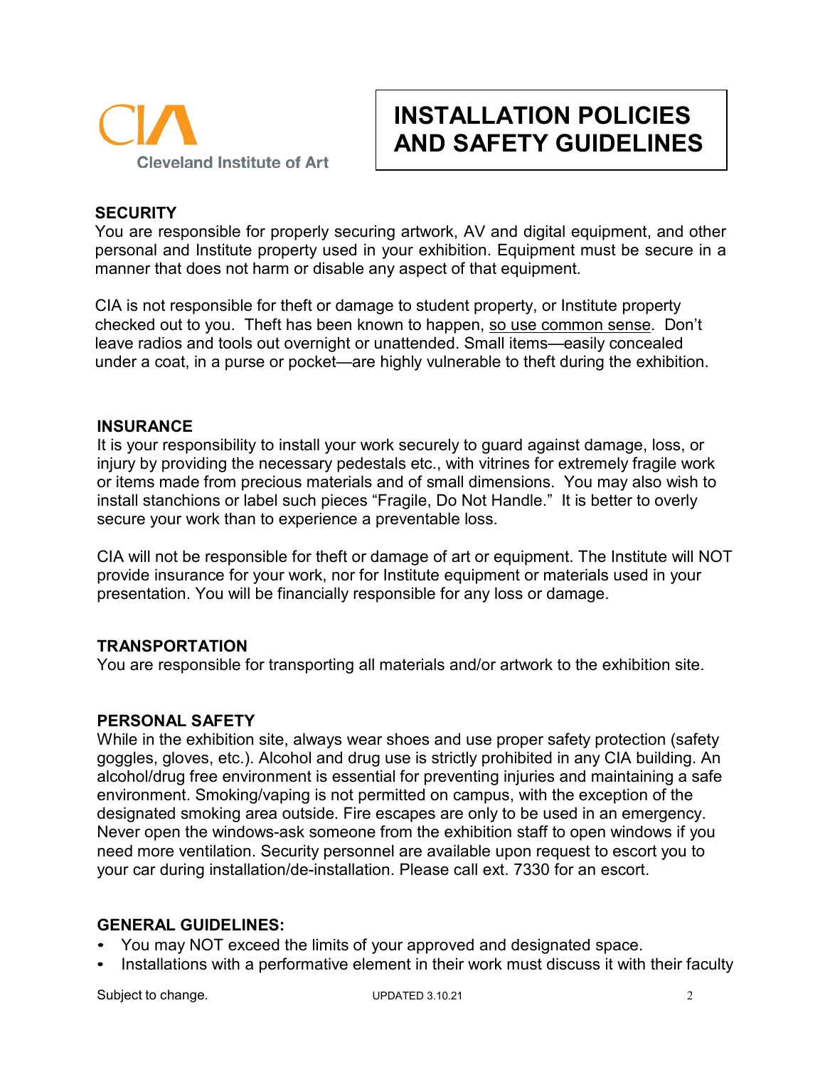Cleveland Institute of Art

# INSTALLATION POLICIES AND SAFETY GUIDELINES

## SECURITY

You are responsible for properly securing artwork, AV and digital equipment, and other personal and Institute property used in your exhibition. Equipment must be secure in a manner that does not harm or disable any aspect of that equipment.

CIA is not responsible for theft or damage to student property, or Institute property checked out to you. Theft has been known to happen, so use common sense. Don't leave radios and tools out overnight or unattended. Small items—easily concealed under a coat, in a purse or pocket—are highly vulnerable to theft during the exhibition.

## INSURANCE

It is your responsibility to install your work securely to guard against damage, loss, or injury by providing the necessary pedestals etc., with vitrines for extremely fragile work or items made from precious materials and of small dimensions. You may also wish to install stanchions or label such pieces "Fragile, Do Not Handle." It is better to overly secure your work than to experience a preventable loss.

CIA will not be responsible for theft or damage of art or equipment. The Institute will NOT provide insurance for your work, nor for Institute equipment or materials used in your presentation. You will be financially responsible for any loss or damage.

## TRANSPORTATION

You are responsible for transporting all materials and/or artwork to the exhibition site.

## PERSONAL SAFETY

While in the exhibition site, always wear shoes and use proper safety protection (safety goggles, gloves, etc.). Alcohol and drug use is strictly prohibited in any CIA building. An alcohol/drug free environment is essential for preventing injuries and maintaining a safe environment. Smoking/vaping is not permitted on campus, with the exception of the designated smoking area outside. Fire escapes are only to be used in an emergency. Never open the windows-ask someone from the exhibition staff to open windows if you need more ventilation. Security personnel are available upon request to escort you to your car during installation/de-installation. Please call ext. 7330 for an escort.

## GENERAL GUIDELINES:

- You may NOT exceed the limits of your approved and designated space.
- Installations with a performative element in their work must discuss it with their faculty

Subject to change. UPDATED 3.10.21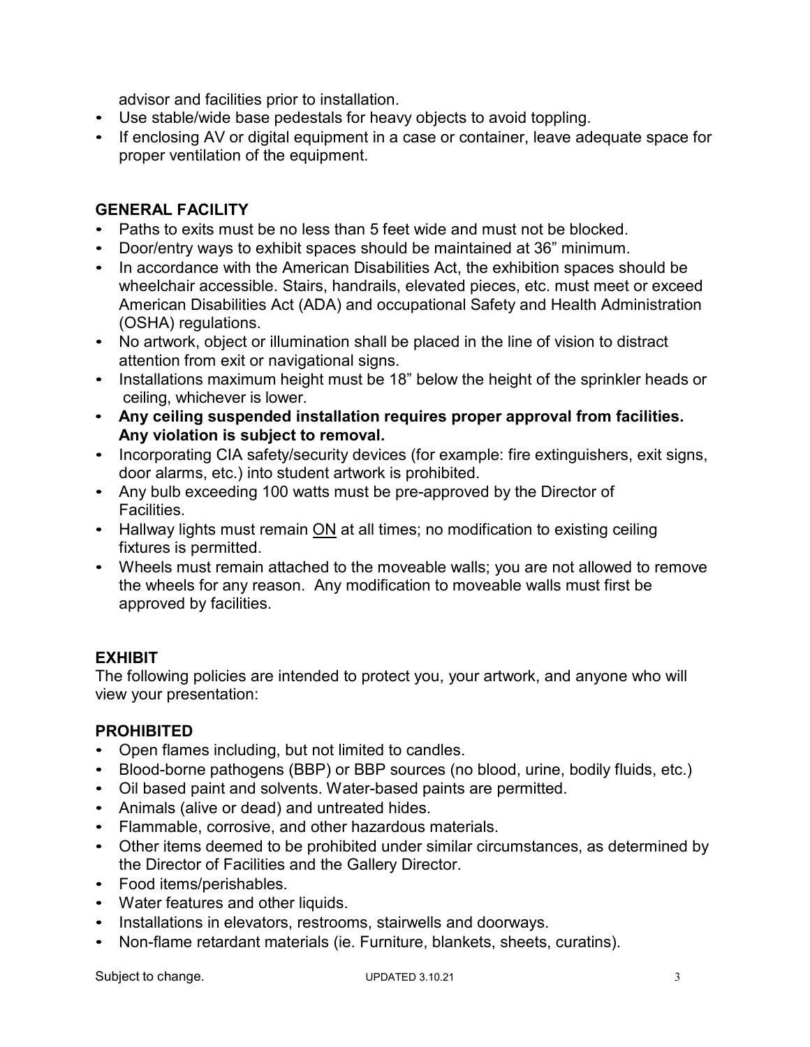advisor and facilities prior to installation.

- Use stable/wide base pedestals for heavy objects to avoid toppling.
- If enclosing AV or digital equipment in a case or container, leave adequate space for proper ventilation of the equipment.

## GENERAL FACILITY

- Paths to exits must be no less than 5 feet wide and must not be blocked.
- Door/entry ways to exhibit spaces should be maintained at 36” minimum.
- In accordance with the American Disabilities Act, the exhibition spaces should be wheelchair accessible. Stairs, handrails, elevated pieces, etc. must meet or exceed American Disabilities Act (ADA) and occupational Safety and Health Administration (OSHA) regulations.
- No artwork, object or illumination shall be placed in the line of vision to distract attention from exit or navigational signs.
- Installations maximum height must be 18” below the height of the sprinkler heads or ceiling, whichever is lower.
- **Any ceiling suspended installation requires proper approval from facilities. Any violation is subject to removal.**
- Incorporating CIA safety/security devices (for example: fire extinguishers, exit signs, door alarms, etc.) into student artwork is prohibited.
- Any bulb exceeding 100 watts must be pre-approved by the Director of Facilities.
- Hallway lights must remain <u>ON</u> at all times; no modification to existing ceiling fixtures is permitted.
- Wheels must remain attached to the moveable walls; you are not allowed to remove the wheels for any reason. Any modification to moveable walls must first be approved by facilities.

## EXHIBIT

The following policies are intended to protect you, your artwork, and anyone who will view your presentation:

## PROHIBITED

- Open flames including, but not limited to candles.
- Blood-borne pathogens (BBP) or BBP sources (no blood, urine, bodily fluids, etc.)
- Oil based paint and solvents. Water-based paints are permitted.
- Animals (alive or dead) and untreated hides.
- Flammable, corrosive, and other hazardous materials.
- Other items deemed to be prohibited under similar circumstances, as determined by the Director of Facilities and the Gallery Director.
- Food items/perishables.
- Water features and other liquids.
- Installations in elevators, restrooms, stairwells and doorways.
- Non-flame retardant materials (ie. Furniture, blankets, sheets, curatins).

Subject to change. UPDATED 3.10.21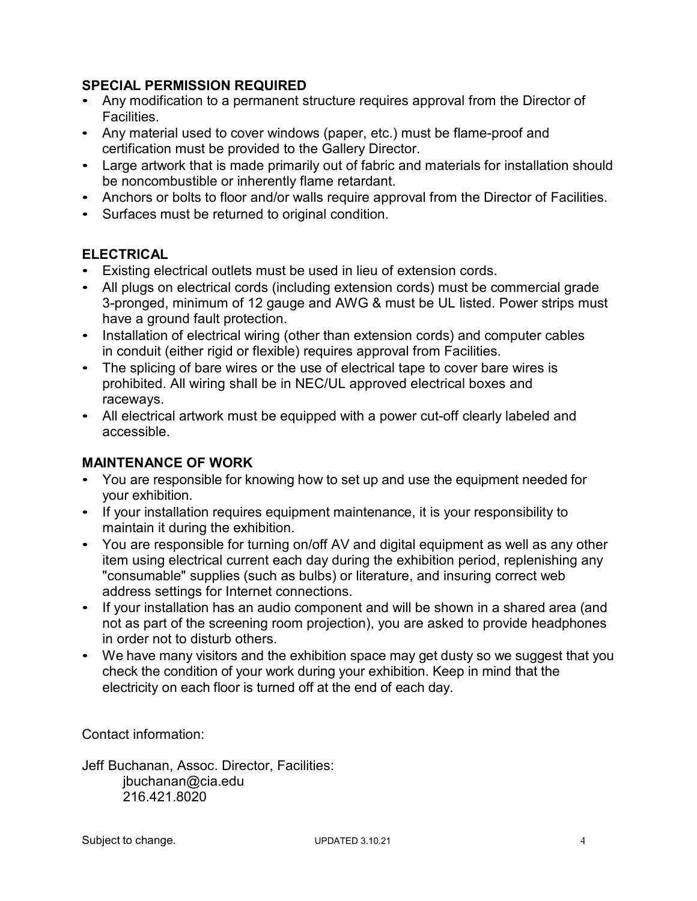**SPECIAL PERMISSION REQUIRED**

- Any modification to a permanent structure requires approval from the Director of Facilities.
- Any material used to cover windows (paper, etc.) must be flame-proof and certification must be provided to the Gallery Director.
- Large artwork that is made primarily out of fabric and materials for installation should be noncombustible or inherently flame retardant.
- Anchors or bolts to floor and/or walls require approval from the Director of Facilities.
- Surfaces must be returned to original condition.

**ELECTRICAL**

- Existing electrical outlets must be used in lieu of extension cords.
- All plugs on electrical cords (including extension cords) must be commercial grade 3-pronged, minimum of 12 gauge and AWG & must be UL listed. Power strips must have a ground fault protection.
- Installation of electrical wiring (other than extension cords) and computer cables in conduit (either rigid or flexible) requires approval from Facilities.
- The splicing of bare wires or the use of electrical tape to cover bare wires is prohibited. All wiring shall be in NEC/UL approved electrical boxes and raceways.
- All electrical artwork must be equipped with a power cut-off clearly labeled and accessible.

**MAINTENANCE OF WORK**

- You are responsible for knowing how to set up and use the equipment needed for your exhibition.
- If your installation requires equipment maintenance, it is your responsibility to maintain it during the exhibition.
- You are responsible for turning on/off AV and digital equipment as well as any other item using electrical current each day during the exhibition period, replenishing any "consumable" supplies (such as bulbs) or literature, and insuring correct web address settings for Internet connections.
- If your installation has an audio component and will be shown in a shared area (and not as part of the screening room projection), you are asked to provide headphones in order not to disturb others.
- We have many visitors and the exhibition space may get dusty so we suggest that you check the condition of your work during your exhibition. Keep in mind that the electricity on each floor is turned off at the end of each day.

Contact information:

Jeff Buchanan, Assoc. Director, Facilities:
jbuchanan@cia.edu
216.421.8020

Subject to change. UPDATED 3.10.21